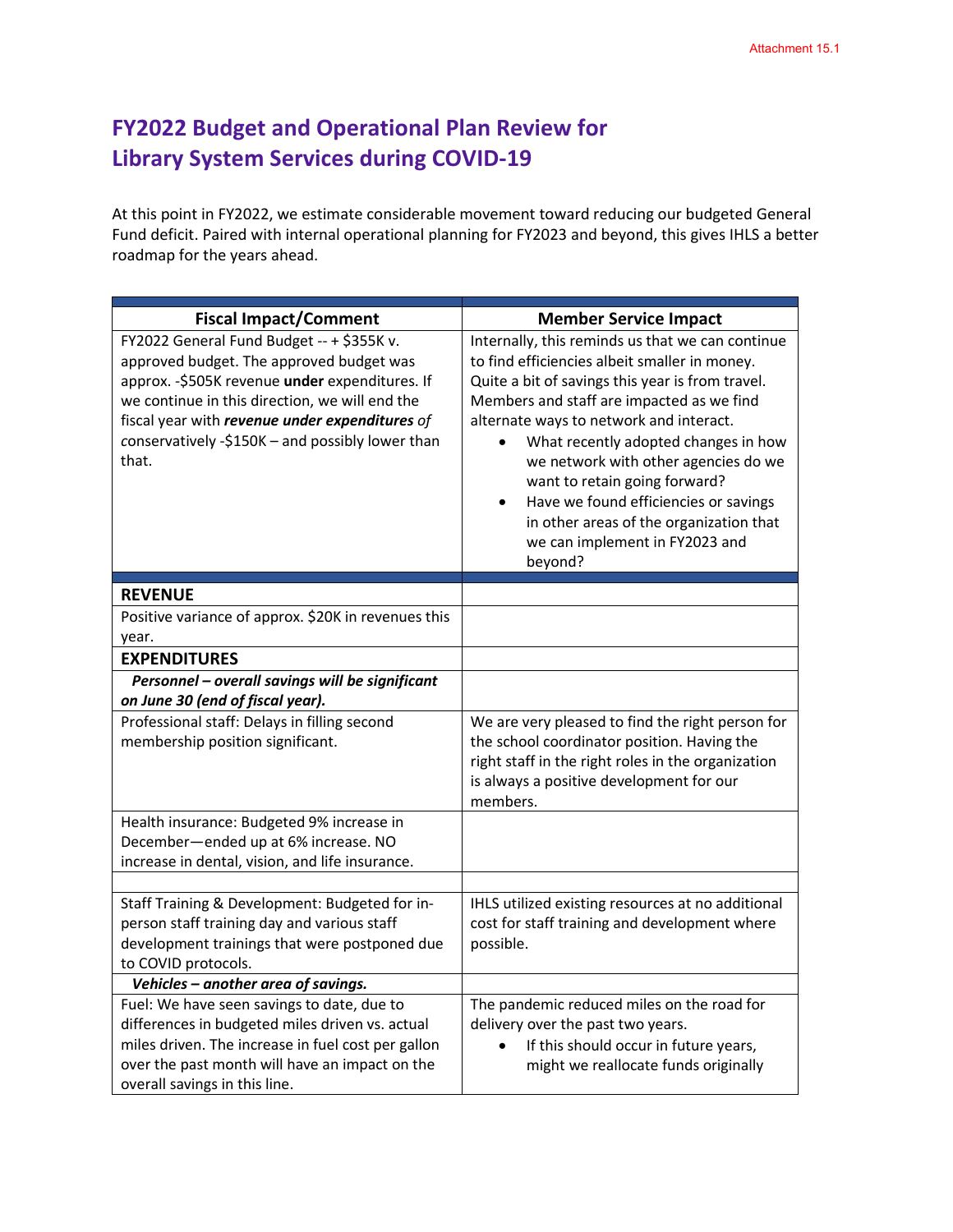Attachment 15.1

# FY2022 Budget and Operational Plan Review for Library System Services during COVID-19

At this point in FY2022, we estimate considerable movement toward reducing our budgeted General Fund deficit. Paired with internal operational planning for FY2023 and beyond, this gives IHLS a better roadmap for the years ahead.

| Fiscal Impact/Comment | Member Service Impact |
|---|---|
| FY2022 General Fund Budget -- + $355K v. approved budget. The approved budget was approx. -$505K revenue **under** expenditures. If we continue in this direction, we will end the fiscal year with ***revenue under expenditures*** *of* conservatively -$150K – and possibly lower than that. | Internally, this reminds us that we can continue to find efficiencies albeit smaller in money. Quite a bit of savings this year is from travel. Members and staff are impacted as we find alternate ways to network and interact. <ul><li>What recently adopted changes in how we network with other agencies do we want to retain going forward?</li><li>Have we found efficiencies or savings in other areas of the organization that we can implement in FY2023 and beyond?</li></ul> |
| **REVENUE** | |
| Positive variance of approx. $20K in revenues this year. | |
| **EXPENDITURES** | |
| ***Personnel – overall savings will be significant on June 30 (end of fiscal year).*** | |
| Professional staff: Delays in filling second membership position significant. | We are very pleased to find the right person for the school coordinator position. Having the right staff in the right roles in the organization is always a positive development for our members. |
| Health insurance: Budgeted 9% increase in December—ended up at 6% increase. NO increase in dental, vision, and life insurance. | |
| | |
| Staff Training & Development: Budgeted for in-person staff training day and various staff development trainings that were postponed due to COVID protocols. | IHLS utilized existing resources at no additional cost for staff training and development where possible. |
| ***Vehicles – another area of savings.*** | |
| Fuel: We have seen savings to date, due to differences in budgeted miles driven vs. actual miles driven. The increase in fuel cost per gallon over the past month will have an impact on the overall savings in this line. | The pandemic reduced miles on the road for delivery over the past two years. <ul><li>If this should occur in future years, might we reallocate funds originally</li></ul> |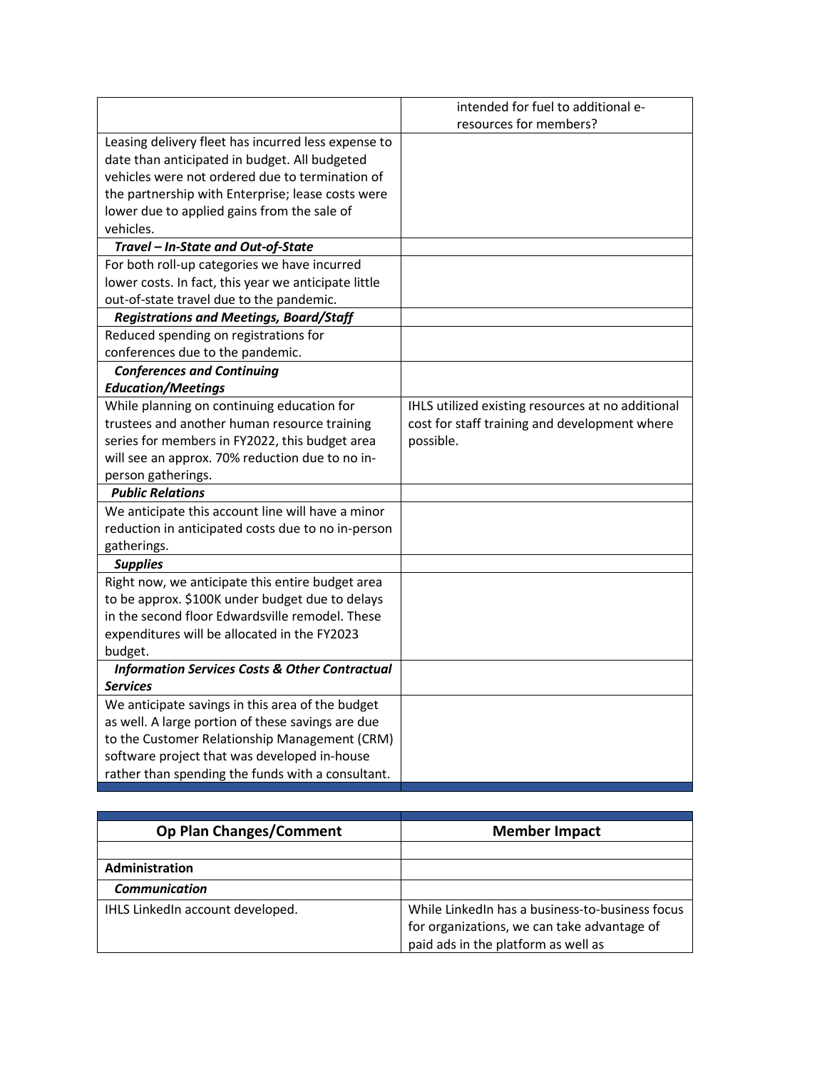| | |
|---|---|
| | intended for fuel to additional e-resources for members? |
| Leasing delivery fleet has incurred less expense to date than anticipated in budget. All budgeted vehicles were not ordered due to termination of the partnership with Enterprise; lease costs were lower due to applied gains from the sale of vehicles. | |
| ***Travel – In-State and Out-of-State*** | |
| For both roll-up categories we have incurred lower costs. In fact, this year we anticipate little out-of-state travel due to the pandemic. | |
| ***Registrations and Meetings, Board/Staff*** | |
| Reduced spending on registrations for conferences due to the pandemic. | |
| ***Conferences and Continuing Education/Meetings*** | |
| While planning on continuing education for trustees and another human resource training series for members in FY2022, this budget area will see an approx. 70% reduction due to no in-person gatherings. | IHLS utilized existing resources at no additional cost for staff training and development where possible. |
| ***Public Relations*** | |
| We anticipate this account line will have a minor reduction in anticipated costs due to no in-person gatherings. | |
| ***Supplies*** | |
| Right now, we anticipate this entire budget area to be approx. $100K under budget due to delays in the second floor Edwardsville remodel. These expenditures will be allocated in the FY2023 budget. | |
| ***Information Services Costs & Other Contractual Services*** | |
| We anticipate savings in this area of the budget as well. A large portion of these savings are due to the Customer Relationship Management (CRM) software project that was developed in-house rather than spending the funds with a consultant. | |

| Op Plan Changes/Comment | Member Impact |
|---|---|
| | |
| **Administration** | |
| ***Communication*** | |
| IHLS LinkedIn account developed. | While LinkedIn has a business-to-business focus for organizations, we can take advantage of paid ads in the platform as well as |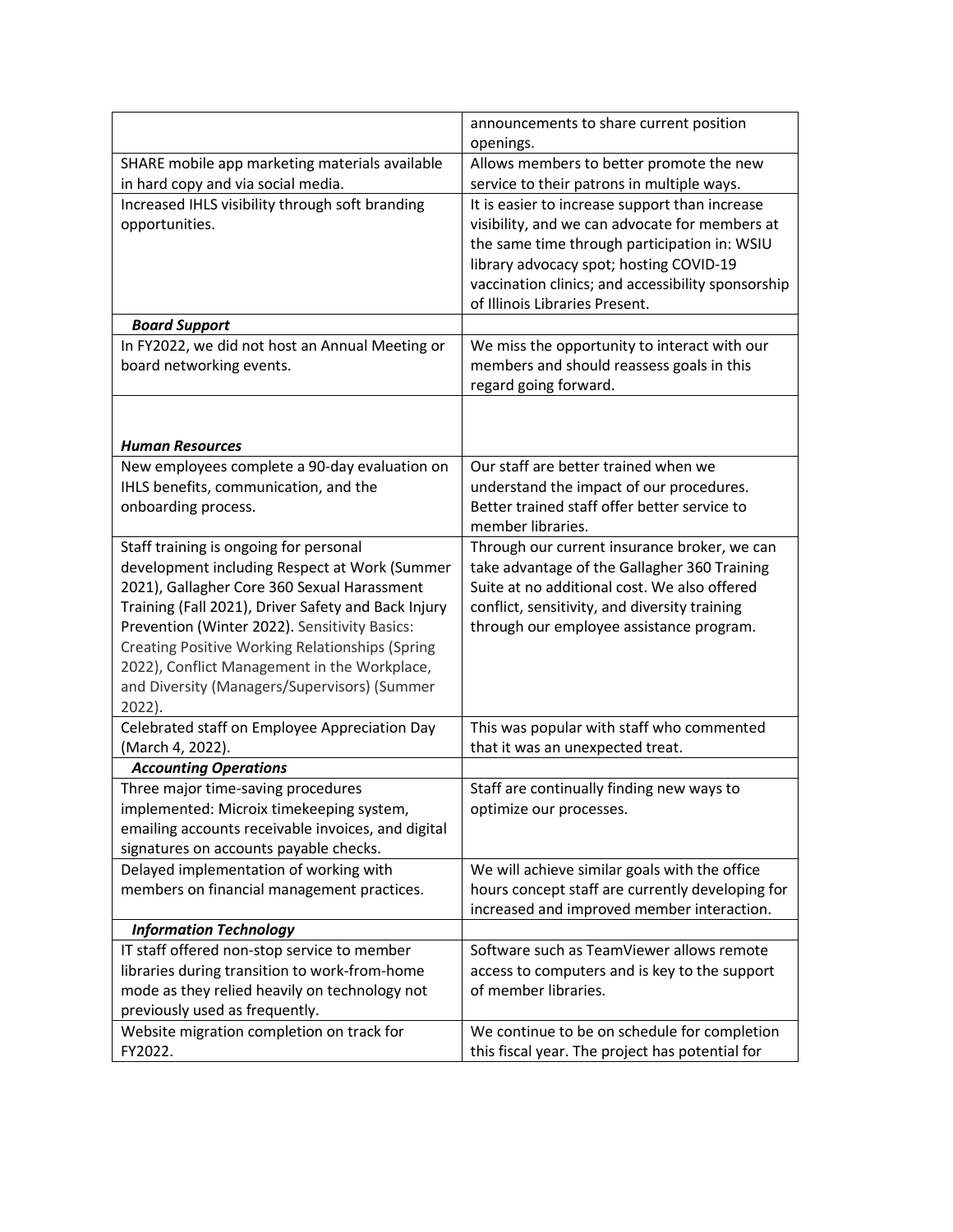| | |
|---|---|
| | announcements to share current position openings. |
| SHARE mobile app marketing materials available in hard copy and via social media. | Allows members to better promote the new service to their patrons in multiple ways. |
| Increased IHLS visibility through soft branding opportunities. | It is easier to increase support than increase visibility, and we can advocate for members at the same time through participation in: WSIU library advocacy spot; hosting COVID-19 vaccination clinics; and accessibility sponsorship of Illinois Libraries Present. |
| ***Board Support*** | |
| In FY2022, we did not host an Annual Meeting or board networking events. | We miss the opportunity to interact with our members and should reassess goals in this regard going forward. |
| ***Human Resources*** | |
| New employees complete a 90-day evaluation on IHLS benefits, communication, and the onboarding process. | Our staff are better trained when we understand the impact of our procedures. Better trained staff offer better service to member libraries. |
| Staff training is ongoing for personal development including Respect at Work (Summer 2021), Gallagher Core 360 Sexual Harassment Training (Fall 2021), Driver Safety and Back Injury Prevention (Winter 2022). Sensitivity Basics: Creating Positive Working Relationships (Spring 2022), Conflict Management in the Workplace, and Diversity (Managers/Supervisors) (Summer 2022). | Through our current insurance broker, we can take advantage of the Gallagher 360 Training Suite at no additional cost. We also offered conflict, sensitivity, and diversity training through our employee assistance program. |
| Celebrated staff on Employee Appreciation Day (March 4, 2022). | This was popular with staff who commented that it was an unexpected treat. |
| ***Accounting Operations*** | |
| Three major time-saving procedures implemented: Microix timekeeping system, emailing accounts receivable invoices, and digital signatures on accounts payable checks. | Staff are continually finding new ways to optimize our processes. |
| Delayed implementation of working with members on financial management practices. | We will achieve similar goals with the office hours concept staff are currently developing for increased and improved member interaction. |
| ***Information Technology*** | |
| IT staff offered non-stop service to member libraries during transition to work-from-home mode as they relied heavily on technology not previously used as frequently. | Software such as TeamViewer allows remote access to computers and is key to the support of member libraries. |
| Website migration completion on track for FY2022. | We continue to be on schedule for completion this fiscal year. The project has potential for |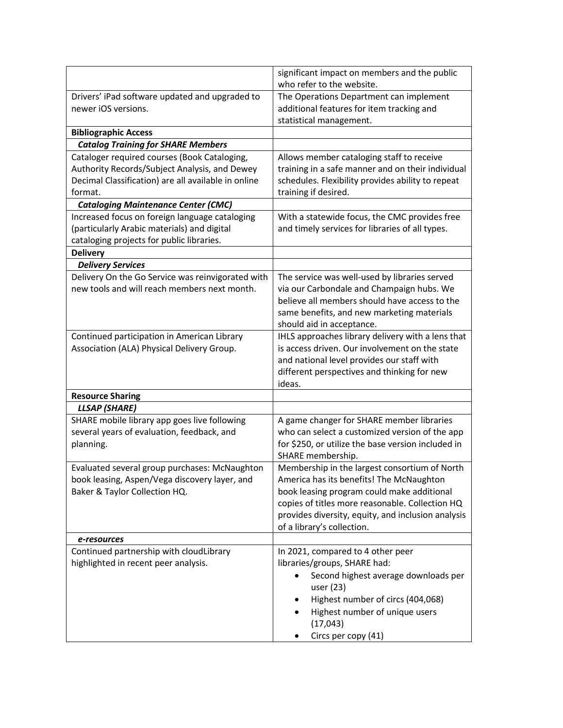| | |
|---|---|
| | significant impact on members and the public who refer to the website. |
| Drivers' iPad software updated and upgraded to newer iOS versions. | The Operations Department can implement additional features for item tracking and statistical management. |
| **Bibliographic Access** | |
| ***Catalog Training for SHARE Members*** | |
| Cataloger required courses (Book Cataloging, Authority Records/Subject Analysis, and Dewey Decimal Classification) are all available in online format. | Allows member cataloging staff to receive training in a safe manner and on their individual schedules. Flexibility provides ability to repeat training if desired. |
| ***Cataloging Maintenance Center (CMC)*** | |
| Increased focus on foreign language cataloging (particularly Arabic materials) and digital cataloging projects for public libraries. | With a statewide focus, the CMC provides free and timely services for libraries of all types. |
| **Delivery** | |
| ***Delivery Services*** | |
| Delivery On the Go Service was reinvigorated with new tools and will reach members next month. | The service was well-used by libraries served via our Carbondale and Champaign hubs. We believe all members should have access to the same benefits, and new marketing materials should aid in acceptance. |
| Continued participation in American Library Association (ALA) Physical Delivery Group. | IHLS approaches library delivery with a lens that is access driven. Our involvement on the state and national level provides our staff with different perspectives and thinking for new ideas. |
| **Resource Sharing** | |
| ***LLSAP (SHARE)*** | |
| SHARE mobile library app goes live following several years of evaluation, feedback, and planning. | A game changer for SHARE member libraries who can select a customized version of the app for $250, or utilize the base version included in SHARE membership. |
| Evaluated several group purchases: McNaughton book leasing, Aspen/Vega discovery layer, and Baker & Taylor Collection HQ. | Membership in the largest consortium of North America has its benefits! The McNaughton book leasing program could make additional copies of titles more reasonable. Collection HQ provides diversity, equity, and inclusion analysis of a library's collection. |
| ***e-resources*** | |
| Continued partnership with cloudLibrary highlighted in recent peer analysis. | In 2021, compared to 4 other peer libraries/groups, SHARE had: <br>• Second highest average downloads per user (23) <br>• Highest number of circs (404,068) <br>• Highest number of unique users (17,043) <br>• Circs per copy (41) |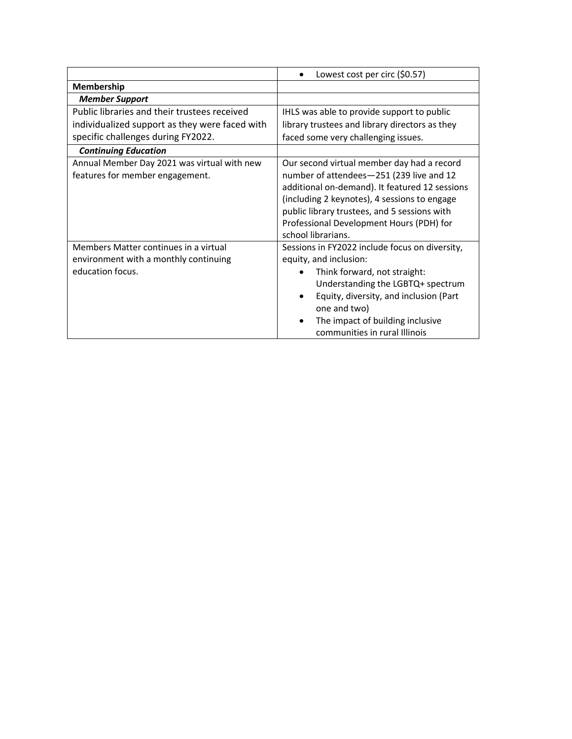| | |
|---|---|
| | • Lowest cost per circ ($0.57) |
| **Membership** | |
| ***Member Support*** | |
| Public libraries and their trustees received individualized support as they were faced with specific challenges during FY2022. | IHLS was able to provide support to public library trustees and library directors as they faced some very challenging issues. |
| ***Continuing Education*** | |
| Annual Member Day 2021 was virtual with new features for member engagement. | Our second virtual member day had a record number of attendees—251 (239 live and 12 additional on-demand). It featured 12 sessions (including 2 keynotes), 4 sessions to engage public library trustees, and 5 sessions with Professional Development Hours (PDH) for school librarians. |
| Members Matter continues in a virtual environment with a monthly continuing education focus. | Sessions in FY2022 include focus on diversity, equity, and inclusion:<br>• Think forward, not straight: Understanding the LGBTQ+ spectrum<br>• Equity, diversity, and inclusion (Part one and two)<br>• The impact of building inclusive communities in rural Illinois |